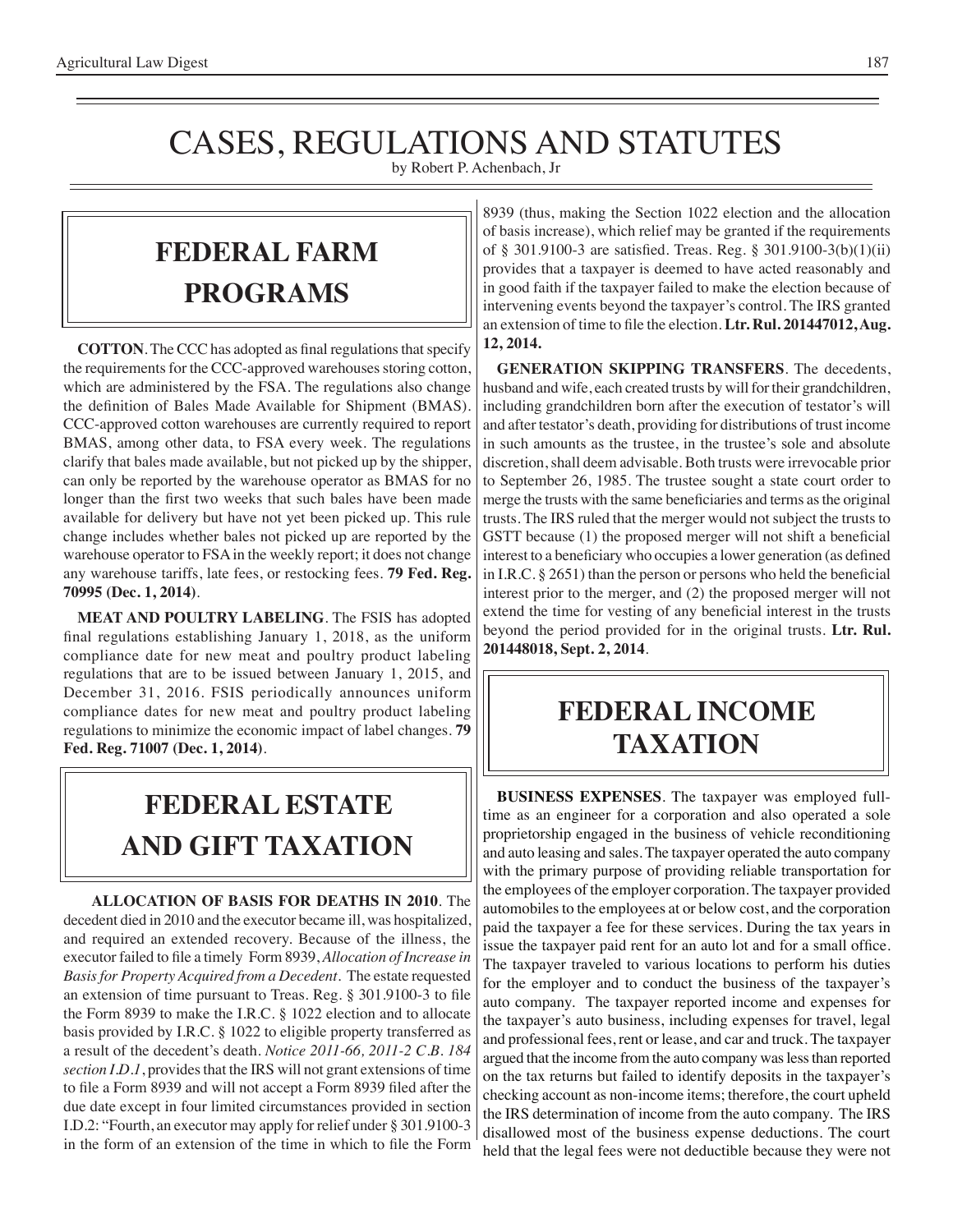# CASES, REGULATIONS AND STATUTES

by Robert P. Achenbach, Jr

## FEDERAL FARM PROGRAMS

**COTTON**. The CCC has adopted as final regulations that specify the requirements for the CCC-approved warehouses storing cotton, which are administered by the FSA. The regulations also change the definition of Bales Made Available for Shipment (BMAS). CCC-approved cotton warehouses are currently required to report BMAS, among other data, to FSA every week. The regulations clarify that bales made available, but not picked up by the shipper, can only be reported by the warehouse operator as BMAS for no longer than the first two weeks that such bales have been made available for delivery but have not yet been picked up. This rule change includes whether bales not picked up are reported by the warehouse operator to FSA in the weekly report; it does not change any warehouse tariffs, late fees, or restocking fees. **79 Fed. Reg. 70995 (Dec. 1, 2014)**.

**MEAT AND POULTRY LABELING**. The FSIS has adopted final regulations establishing January 1, 2018, as the uniform compliance date for new meat and poultry product labeling regulations that are to be issued between January 1, 2015, and December 31, 2016. FSIS periodically announces uniform compliance dates for new meat and poultry product labeling regulations to minimize the economic impact of label changes. **79 Fed. Reg. 71007 (Dec. 1, 2014)**.

## FEDERAL ESTATE AND GIFT TAXATION

**ALLOCATION OF BASIS FOR DEATHS IN 2010**. The decedent died in 2010 and the executor became ill, was hospitalized, and required an extended recovery. Because of the illness, the executor failed to file a timely Form 8939, *Allocation of Increase in Basis for Property Acquired from a Decedent*. The estate requested an extension of time pursuant to Treas. Reg. § 301.9100-3 to file the Form 8939 to make the I.R.C. § 1022 election and to allocate basis provided by I.R.C. § 1022 to eligible property transferred as a result of the decedent's death. *Notice 2011-66, 2011-2 C.B. 184 section I.D.1*, provides that the IRS will not grant extensions of time to file a Form 8939 and will not accept a Form 8939 filed after the due date except in four limited circumstances provided in section I.D.2: "Fourth, an executor may apply for relief under § 301.9100-3 in the form of an extension of the time in which to file the Form 8939 (thus, making the Section 1022 election and the allocation of basis increase), which relief may be granted if the requirements of § 301.9100-3 are satisfied. Treas. Reg. § 301.9100-3(b)(1)(ii) provides that a taxpayer is deemed to have acted reasonably and in good faith if the taxpayer failed to make the election because of intervening events beyond the taxpayer's control. The IRS granted an extension of time to file the election. **Ltr. Rul. 201447012, Aug. 12, 2014.**

**GENERATION SKIPPING TRANSFERS**. The decedents, husband and wife, each created trusts by will for their grandchildren, including grandchildren born after the execution of testator's will and after testator's death, providing for distributions of trust income in such amounts as the trustee, in the trustee's sole and absolute discretion, shall deem advisable. Both trusts were irrevocable prior to September 26, 1985. The trustee sought a state court order to merge the trusts with the same beneficiaries and terms as the original trusts. The IRS ruled that the merger would not subject the trusts to GSTT because (1) the proposed merger will not shift a beneficial interest to a beneficiary who occupies a lower generation (as defined in I.R.C. § 2651) than the person or persons who held the beneficial interest prior to the merger, and (2) the proposed merger will not extend the time for vesting of any beneficial interest in the trusts beyond the period provided for in the original trusts. **Ltr. Rul. 201448018, Sept. 2, 2014**.

## FEDERAL INCOME TAXATION

**BUSINESS EXPENSES**. The taxpayer was employed full-time as an engineer for a corporation and also operated a sole proprietorship engaged in the business of vehicle reconditioning and auto leasing and sales. The taxpayer operated the auto company with the primary purpose of providing reliable transportation for the employees of the employer corporation. The taxpayer provided automobiles to the employees at or below cost, and the corporation paid the taxpayer a fee for these services. During the tax years in issue the taxpayer paid rent for an auto lot and for a small office. The taxpayer traveled to various locations to perform his duties for the employer and to conduct the business of the taxpayer's auto company. The taxpayer reported income and expenses for the taxpayer's auto business, including expenses for travel, legal and professional fees, rent or lease, and car and truck. The taxpayer argued that the income from the auto company was less than reported on the tax returns but failed to identify deposits in the taxpayer's checking account as non-income items; therefore, the court upheld the IRS determination of income from the auto company. The IRS disallowed most of the business expense deductions. The court held that the legal fees were not deductible because they were not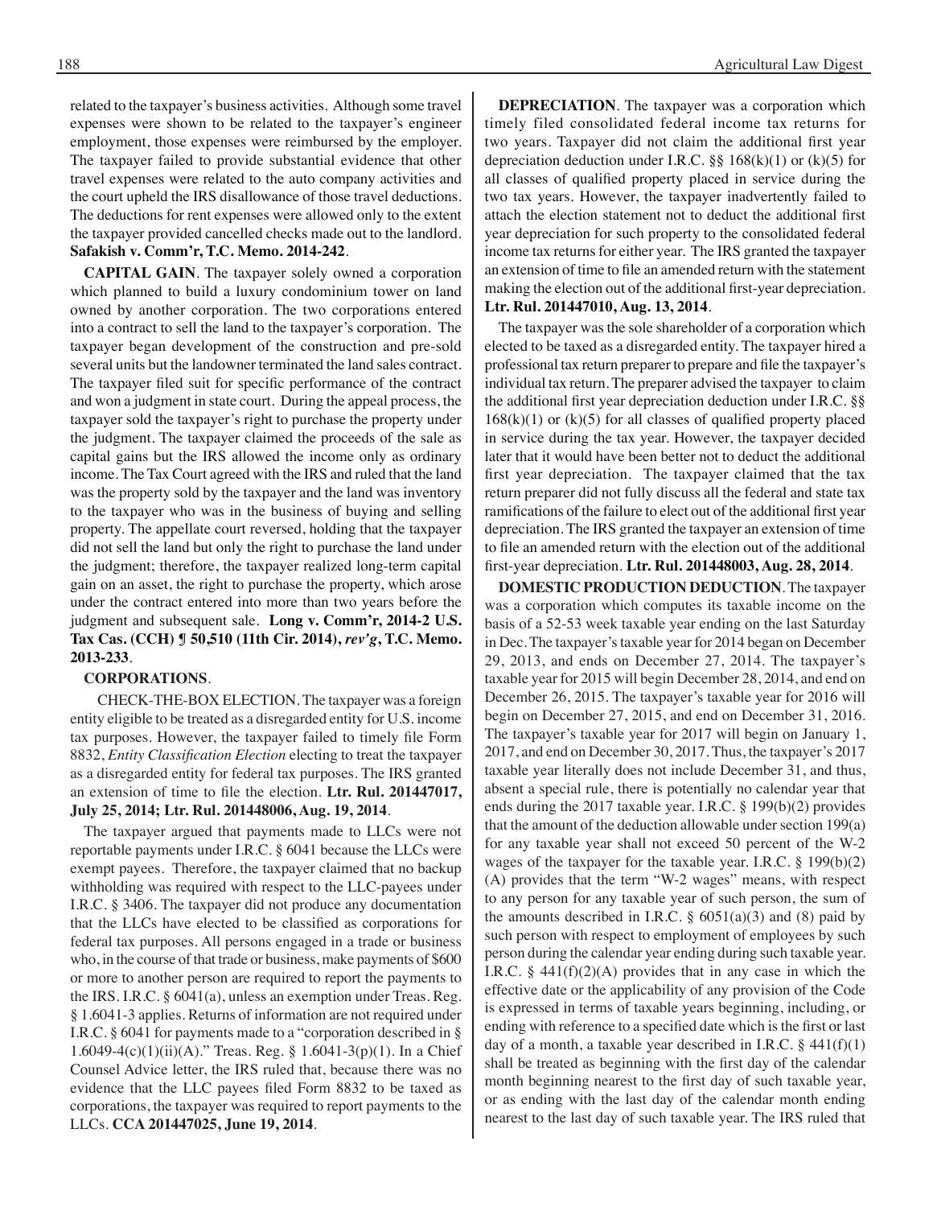related to the taxpayer's business activities. Although some travel expenses were shown to be related to the taxpayer's engineer employment, those expenses were reimbursed by the employer. The taxpayer failed to provide substantial evidence that other travel expenses were related to the auto company activities and the court upheld the IRS disallowance of those travel deductions. The deductions for rent expenses were allowed only to the extent the taxpayer provided cancelled checks made out to the landlord. **Safakish v. Comm'r, T.C. Memo. 2014-242**.

**CAPITAL GAIN**. The taxpayer solely owned a corporation which planned to build a luxury condominium tower on land owned by another corporation. The two corporations entered into a contract to sell the land to the taxpayer's corporation. The taxpayer began development of the construction and pre-sold several units but the landowner terminated the land sales contract. The taxpayer filed suit for specific performance of the contract and won a judgment in state court. During the appeal process, the taxpayer sold the taxpayer's right to purchase the property under the judgment. The taxpayer claimed the proceeds of the sale as capital gains but the IRS allowed the income only as ordinary income. The Tax Court agreed with the IRS and ruled that the land was the property sold by the taxpayer and the land was inventory to the taxpayer who was in the business of buying and selling property. The appellate court reversed, holding that the taxpayer did not sell the land but only the right to purchase the land under the judgment; therefore, the taxpayer realized long-term capital gain on an asset, the right to purchase the property, which arose under the contract entered into more than two years before the judgment and subsequent sale. **Long v. Comm'r, 2014-2 U.S. Tax Cas. (CCH) ¶ 50,510 (11th Cir. 2014), *rev'g*, T.C. Memo. 2013-233**.

**CORPORATIONS**.

CHECK-THE-BOX ELECTION. The taxpayer was a foreign entity eligible to be treated as a disregarded entity for U.S. income tax purposes. However, the taxpayer failed to timely file Form 8832, *Entity Classification Election* electing to treat the taxpayer as a disregarded entity for federal tax purposes. The IRS granted an extension of time to file the election. **Ltr. Rul. 201447017, July 25, 2014; Ltr. Rul. 201448006, Aug. 19, 2014**.

The taxpayer argued that payments made to LLCs were not reportable payments under I.R.C. § 6041 because the LLCs were exempt payees. Therefore, the taxpayer claimed that no backup withholding was required with respect to the LLC-payees under I.R.C. § 3406. The taxpayer did not produce any documentation that the LLCs have elected to be classified as corporations for federal tax purposes. All persons engaged in a trade or business who, in the course of that trade or business, make payments of $600 or more to another person are required to report the payments to the IRS. I.R.C. § 6041(a), unless an exemption under Treas. Reg. § 1.6041-3 applies. Returns of information are not required under I.R.C. § 6041 for payments made to a "corporation described in § 1.6049-4(c)(1)(ii)(A)." Treas. Reg. § 1.6041-3(p)(1). In a Chief Counsel Advice letter, the IRS ruled that, because there was no evidence that the LLC payees filed Form 8832 to be taxed as corporations, the taxpayer was required to report payments to the LLCs. **CCA 201447025, June 19, 2014**.

**DEPRECIATION**. The taxpayer was a corporation which timely filed consolidated federal income tax returns for two years. Taxpayer did not claim the additional first year depreciation deduction under I.R.C. §§ 168(k)(1) or (k)(5) for all classes of qualified property placed in service during the two tax years. However, the taxpayer inadvertently failed to attach the election statement not to deduct the additional first year depreciation for such property to the consolidated federal income tax returns for either year. The IRS granted the taxpayer an extension of time to file an amended return with the statement making the election out of the additional first-year depreciation. **Ltr. Rul. 201447010, Aug. 13, 2014**.

The taxpayer was the sole shareholder of a corporation which elected to be taxed as a disregarded entity. The taxpayer hired a professional tax return preparer to prepare and file the taxpayer's individual tax return. The preparer advised the taxpayer to claim the additional first year depreciation deduction under I.R.C. §§ 168(k)(1) or (k)(5) for all classes of qualified property placed in service during the tax year. However, the taxpayer decided later that it would have been better not to deduct the additional first year depreciation. The taxpayer claimed that the tax return preparer did not fully discuss all the federal and state tax ramifications of the failure to elect out of the additional first year depreciation. The IRS granted the taxpayer an extension of time to file an amended return with the election out of the additional first-year depreciation. **Ltr. Rul. 201448003, Aug. 28, 2014**.

**DOMESTIC PRODUCTION DEDUCTION**. The taxpayer was a corporation which computes its taxable income on the basis of a 52-53 week taxable year ending on the last Saturday in Dec. The taxpayer's taxable year for 2014 began on December 29, 2013, and ends on December 27, 2014. The taxpayer's taxable year for 2015 will begin December 28, 2014, and end on December 26, 2015. The taxpayer's taxable year for 2016 will begin on December 27, 2015, and end on December 31, 2016. The taxpayer's taxable year for 2017 will begin on January 1, 2017, and end on December 30, 2017. Thus, the taxpayer's 2017 taxable year literally does not include December 31, and thus, absent a special rule, there is potentially no calendar year that ends during the 2017 taxable year. I.R.C. § 199(b)(2) provides that the amount of the deduction allowable under section 199(a) for any taxable year shall not exceed 50 percent of the W-2 wages of the taxpayer for the taxable year. I.R.C. § 199(b)(2)(A) provides that the term "W-2 wages" means, with respect to any person for any taxable year of such person, the sum of the amounts described in I.R.C. § 6051(a)(3) and (8) paid by such person with respect to employment of employees by such person during the calendar year ending during such taxable year. I.R.C. § 441(f)(2)(A) provides that in any case in which the effective date or the applicability of any provision of the Code is expressed in terms of taxable years beginning, including, or ending with reference to a specified date which is the first or last day of a month, a taxable year described in I.R.C. § 441(f)(1) shall be treated as beginning with the first day of the calendar month beginning nearest to the first day of such taxable year, or as ending with the last day of the calendar month ending nearest to the last day of such taxable year. The IRS ruled that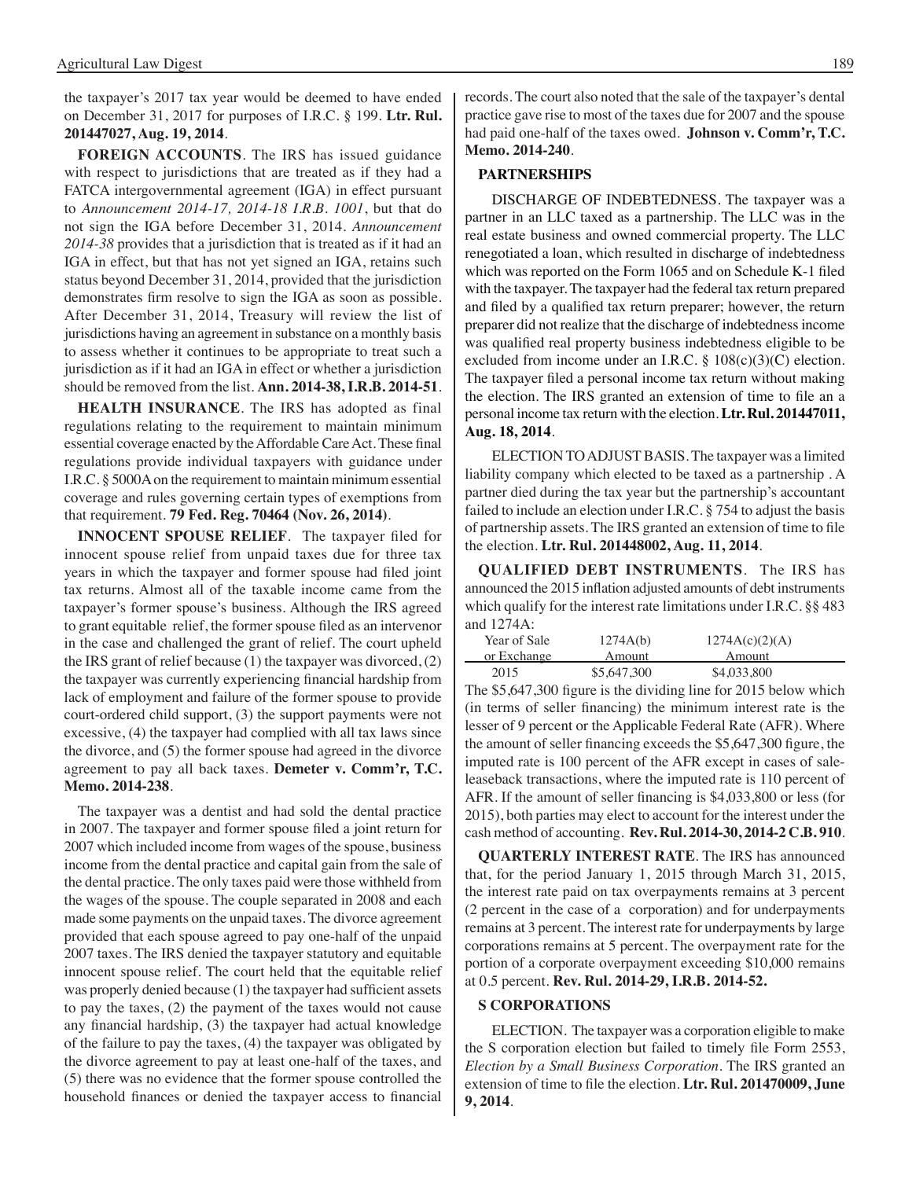the taxpayer's 2017 tax year would be deemed to have ended on December 31, 2017 for purposes of I.R.C. § 199. **Ltr. Rul. 201447027, Aug. 19, 2014**.

**FOREIGN ACCOUNTS**. The IRS has issued guidance with respect to jurisdictions that are treated as if they had a FATCA intergovernmental agreement (IGA) in effect pursuant to *Announcement 2014-17, 2014-18 I.R.B. 1001*, but that do not sign the IGA before December 31, 2014. *Announcement 2014-38* provides that a jurisdiction that is treated as if it had an IGA in effect, but that has not yet signed an IGA, retains such status beyond December 31, 2014, provided that the jurisdiction demonstrates firm resolve to sign the IGA as soon as possible. After December 31, 2014, Treasury will review the list of jurisdictions having an agreement in substance on a monthly basis to assess whether it continues to be appropriate to treat such a jurisdiction as if it had an IGA in effect or whether a jurisdiction should be removed from the list. **Ann. 2014-38, I.R.B. 2014-51**.

**HEALTH INSURANCE**. The IRS has adopted as final regulations relating to the requirement to maintain minimum essential coverage enacted by the Affordable Care Act. These final regulations provide individual taxpayers with guidance under I.R.C. § 5000A on the requirement to maintain minimum essential coverage and rules governing certain types of exemptions from that requirement. **79 Fed. Reg. 70464 (Nov. 26, 2014)**.

**INNOCENT SPOUSE RELIEF**. The taxpayer filed for innocent spouse relief from unpaid taxes due for three tax years in which the taxpayer and former spouse had filed joint tax returns. Almost all of the taxable income came from the taxpayer's former spouse's business. Although the IRS agreed to grant equitable relief, the former spouse filed as an intervenor in the case and challenged the grant of relief. The court upheld the IRS grant of relief because (1) the taxpayer was divorced, (2) the taxpayer was currently experiencing financial hardship from lack of employment and failure of the former spouse to provide court-ordered child support, (3) the support payments were not excessive, (4) the taxpayer had complied with all tax laws since the divorce, and (5) the former spouse had agreed in the divorce agreement to pay all back taxes. **Demeter v. Comm'r, T.C. Memo. 2014-238**.

The taxpayer was a dentist and had sold the dental practice in 2007. The taxpayer and former spouse filed a joint return for 2007 which included income from wages of the spouse, business income from the dental practice and capital gain from the sale of the dental practice. The only taxes paid were those withheld from the wages of the spouse. The couple separated in 2008 and each made some payments on the unpaid taxes. The divorce agreement provided that each spouse agreed to pay one-half of the unpaid 2007 taxes. The IRS denied the taxpayer statutory and equitable innocent spouse relief. The court held that the equitable relief was properly denied because (1) the taxpayer had sufficient assets to pay the taxes, (2) the payment of the taxes would not cause any financial hardship, (3) the taxpayer had actual knowledge of the failure to pay the taxes, (4) the taxpayer was obligated by the divorce agreement to pay at least one-half of the taxes, and (5) there was no evidence that the former spouse controlled the household finances or denied the taxpayer access to financial records. The court also noted that the sale of the taxpayer's dental practice gave rise to most of the taxes due for 2007 and the spouse had paid one-half of the taxes owed. **Johnson v. Comm'r, T.C. Memo. 2014-240**.

## PARTNERSHIPS

DISCHARGE OF INDEBTEDNESS. The taxpayer was a partner in an LLC taxed as a partnership. The LLC was in the real estate business and owned commercial property. The LLC renegotiated a loan, which resulted in discharge of indebtedness which was reported on the Form 1065 and on Schedule K-1 filed with the taxpayer. The taxpayer had the federal tax return prepared and filed by a qualified tax return preparer; however, the return preparer did not realize that the discharge of indebtedness income was qualified real property business indebtedness eligible to be excluded from income under an I.R.C. § 108(c)(3)(C) election. The taxpayer filed a personal income tax return without making the election. The IRS granted an extension of time to file an a personal income tax return with the election. **Ltr. Rul. 201447011, Aug. 18, 2014**.

ELECTION TO ADJUST BASIS. The taxpayer was a limited liability company which elected to be taxed as a partnership . A partner died during the tax year but the partnership's accountant failed to include an election under I.R.C. § 754 to adjust the basis of partnership assets. The IRS granted an extension of time to file the election. **Ltr. Rul. 201448002, Aug. 11, 2014**.

**QUALIFIED DEBT INSTRUMENTS**. The IRS has announced the 2015 inflation adjusted amounts of debt instruments which qualify for the interest rate limitations under I.R.C. §§ 483 and 1274A:

| Year of Sale or Exchange | 1274A(b) Amount | 1274A(c)(2)(A) Amount |
|---|---|---|
| 2015 | \$5,647,300 | \$4,033,800 |

The \$5,647,300 figure is the dividing line for 2015 below which (in terms of seller financing) the minimum interest rate is the lesser of 9 percent or the Applicable Federal Rate (AFR). Where the amount of seller financing exceeds the \$5,647,300 figure, the imputed rate is 100 percent of the AFR except in cases of sale-leaseback transactions, where the imputed rate is 110 percent of AFR. If the amount of seller financing is \$4,033,800 or less (for 2015), both parties may elect to account for the interest under the cash method of accounting. **Rev. Rul. 2014-30, 2014-2 C.B. 910**.

**QUARTERLY INTEREST RATE**. The IRS has announced that, for the period January 1, 2015 through March 31, 2015, the interest rate paid on tax overpayments remains at 3 percent (2 percent in the case of a corporation) and for underpayments remains at 3 percent. The interest rate for underpayments by large corporations remains at 5 percent. The overpayment rate for the portion of a corporate overpayment exceeding \$10,000 remains at 0.5 percent. **Rev. Rul. 2014-29, I.R.B. 2014-52.**

## S CORPORATIONS

ELECTION. The taxpayer was a corporation eligible to make the S corporation election but failed to timely file Form 2553, *Election by a Small Business Corporation*. The IRS granted an extension of time to file the election. **Ltr. Rul. 201470009, June 9, 2014**.